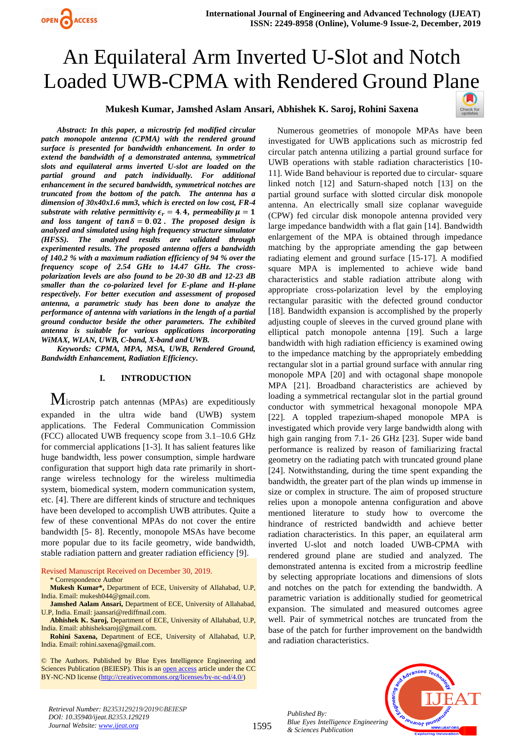# An Equilateral Arm Inverted U-Slot and Notch Loaded UWB-CPMA with Rendered Ground Plane

**Mukesh Kumar, Jamshed Aslam Ansari, Abhishek K. Saroj, Rohini Saxena**

***Abstract:** In this paper, a microstrip fed modified circular patch monopole antenna (CPMA) with the rendered ground surface is presented for bandwidth enhancement. In order to extend the bandwidth of a demonstrated antenna, symmetrical slots and equilateral arms inverted U-slot are loaded on the partial ground and patch individually. For additional enhancement in the secured bandwidth, symmetrical notches are truncated from the bottom of the patch. The antenna has a dimension of 30x40x1.6 mm3, which is erected on low cost, FR-4 substrate with relative permittivity $\epsilon_r = 4.4$, permeability $\mu = 1$ and loss tangent of $tan\delta = 0.02$. The proposed design is analyzed and simulated using high frequency structure simulator (HFSS). The analyzed results are validated through experimented results. The proposed antenna offers a bandwidth of 140.2 % with a maximum radiation efficiency of 94 % over the frequency scope of 2.54 GHz to 14.47 GHz. The cross-polarization levels are also found to be 20-30 dB and 12-23 dB smaller than the co-polarized level for E-plane and H-plane respectively. For better execution and assessment of proposed antenna, a parametric study has been done to analyze the performance of antenna with variations in the length of a partial ground conductor beside the other parameters. The exhibited antenna is suitable for various applications incorporating WiMAX, WLAN, UWB, C-band, X-band and UWB.*

***Keywords:** CPMA, MPA, MSA, UWB, Rendered Ground, Bandwidth Enhancement, Radiation Efficiency.*

## I. INTRODUCTION

Microstrip patch antennas (MPAs) are expeditiously expanded in the ultra wide band (UWB) system applications. The Federal Communication Commission (FCC) allocated UWB frequency scope from 3.1–10.6 GHz for commercial applications [1-3]. It has salient features like huge bandwidth, less power consumption, simple hardware configuration that support high data rate primarily in short-range wireless technology for the wireless multimedia system, biomedical system, modern communication system, etc. [4]. There are different kinds of structure and techniques have been developed to accomplish UWB attributes. Quite a few of these conventional MPAs do not cover the entire bandwidth [5- 8]. Recently, monopole MSAs have become more popular due to its consistent geometry, wide bandwidth, stable radiation pattern and greater radiation efficiency [9].

Revised Manuscript Received on December 30, 2019.

\* Correspondence Author

**Mukesh Kumar\***, Department of ECE, University of Allahabad, U.P, India. Email: mukesh044@gmail.com.

**Jamshed Aalam Ansari,** Department of ECE, University of Allahabad, U.P, India. Email: jaansari@rediffmail.com.

**Abhishek K. Saroj,** Department of ECE, University of Allahabad, U.P, India. Email: abhisheksaroj@gmail.com.

**Rohini Saxena,** Department of ECE, University of Allahabad, U.P, India. Email: rohini.saxena@gmail.com.

© The Authors. Published by Blue Eyes Intelligence Engineering and Sciences Publication (BEIESP). This is an open access article under the CC BY-NC-ND license (http://creativecommons.org/licenses/by-nc-nd/4.0/)

Numerous geometries of monopole MPAs have been investigated for UWB applications such as microstrip fed circular patch antenna utilizing a partial ground surface for UWB operations with stable radiation characteristics [10-11]. Wide Band behaviour is reported due to circular- square linked notch [12] and Saturn-shaped notch [13] on the partial ground surface with slotted circular disk monopole antenna. An electrically small size coplanar waveguide (CPW) fed circular disk monopole antenna provided very large impedance bandwidth with a flat gain [14]. Bandwidth enlargement of the MPA is obtained through impedance matching by the appropriate amending the gap between radiating element and ground surface [15-17]. A modified square MPA is implemented to achieve wide band characteristics and stable radiation attribute along with appropriate cross-polarization level by the employing rectangular parasitic with the defected ground conductor [18]. Bandwidth expansion is accomplished by the properly adjusting couple of sleeves in the curved ground plane with elliptical patch monopole antenna [19]. Such a large bandwidth with high radiation efficiency is examined owing to the impedance matching by the appropriately embedding rectangular slot in a partial ground surface with annular ring monopole MPA [20] and with octagonal shape monopole MPA [21]. Broadband characteristics are achieved by loading a symmetrical rectangular slot in the partial ground conductor with symmetrical hexagonal monopole MPA [22]. A toppled trapezium-shaped monopole MPA is investigated which provide very large bandwidth along with high gain ranging from 7.1- 26 GHz [23]. Super wide band performance is realized by reason of familiarizing fractal geometry on the radiating patch with truncated ground plane [24]. Notwithstanding, during the time spent expanding the bandwidth, the greater part of the plan winds up immense in size or complex in structure. The aim of proposed structure relies upon a monopole antenna configuration and above mentioned literature to study how to overcome the hindrance of restricted bandwidth and achieve better radiation characteristics. In this paper, an equilateral arm inverted U-slot and notch loaded UWB-CPMA with rendered ground plane are studied and analyzed. The demonstrated antenna is excited from a microstrip feedline by selecting appropriate locations and dimensions of slots and notches on the patch for extending the bandwidth. A parametric variation is additionally studied for geometrical expansion. The simulated and measured outcomes agree well. Pair of symmetrical notches are truncated from the base of the patch for further improvement on the bandwidth and radiation characteristics.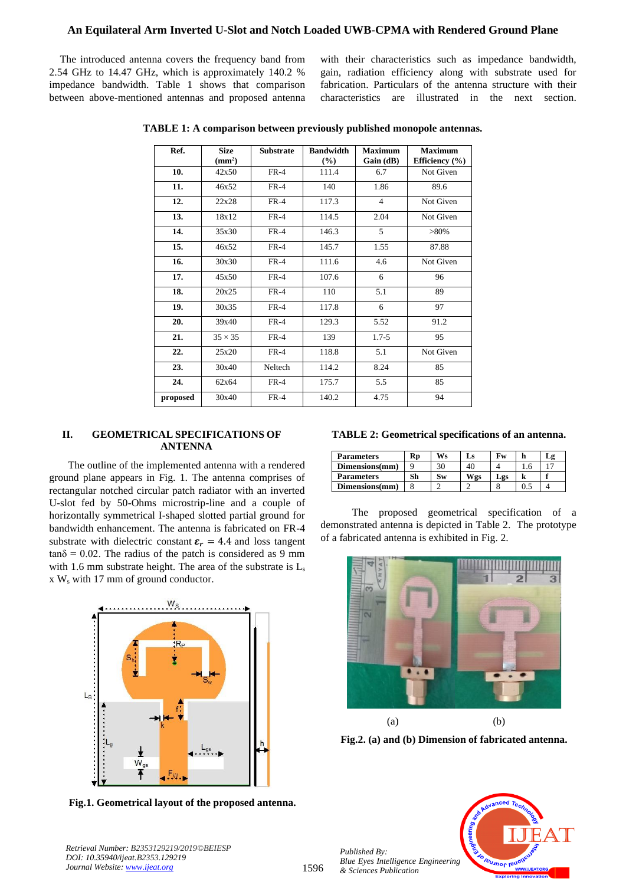The introduced antenna covers the frequency band from 2.54 GHz to 14.47 GHz, which is approximately 140.2 % impedance bandwidth. Table 1 shows that comparison between above-mentioned antennas and proposed antenna with their characteristics such as impedance bandwidth, gain, radiation efficiency along with substrate used for fabrication. Particulars of the antenna structure with their characteristics are illustrated in the next section.

**TABLE 1: A comparison between previously published monopole antennas.**

| Ref. | Size ($mm^2$) | Substrate | Bandwidth (%) | Maximum Gain (dB) | Maximum Efficiency (%) |
|---|---|---|---|---|---|
| **10.** | 42x50 | FR-4 | 111.4 | 6.7 | Not Given |
| **11.** | 46x52 | FR-4 | 140 | 1.86 | 89.6 |
| **12.** | 22x28 | FR-4 | 117.3 | 4 | Not Given |
| **13.** | 18x12 | FR-4 | 114.5 | 2.04 | Not Given |
| **14.** | 35x30 | FR-4 | 146.3 | 5 | >80% |
| **15.** | 46x52 | FR-4 | 145.7 | 1.55 | 87.88 |
| **16.** | 30x30 | FR-4 | 111.6 | 4.6 | Not Given |
| **17.** | 45x50 | FR-4 | 107.6 | 6 | 96 |
| **18.** | 20x25 | FR-4 | 110 | 5.1 | 89 |
| **19.** | 30x35 | FR-4 | 117.8 | 6 | 97 |
| **20.** | 39x40 | FR-4 | 129.3 | 5.52 | 91.2 |
| **21.** | 35 × 35 | FR-4 | 139 | 1.7-5 | 95 |
| **22.** | 25x20 | FR-4 | 118.8 | 5.1 | Not Given |
| **23.** | 30x40 | Neltech | 114.2 | 8.24 | 85 |
| **24.** | 62x64 | FR-4 | 175.7 | 5.5 | 85 |
| **proposed** | 30x40 | FR-4 | 140.2 | 4.75 | 94 |

## II. GEOMETRICAL SPECIFICATIONS OF ANTENNA

The outline of the implemented antenna with a rendered ground plane appears in Fig. 1. The antenna comprises of rectangular notched circular patch radiator with an inverted U-slot fed by 50-Ohms microstrip-line and a couple of horizontally symmetrical I-shaped slotted partial ground for bandwidth enhancement. The antenna is fabricated on FR-4 substrate with dielectric constant $\varepsilon_r = 4.4$ and loss tangent $\tan\delta = 0.02$. The radius of the patch is considered as 9 mm with 1.6 mm substrate height. The area of the substrate is $L_s$ x $W_s$ with 17 mm of ground conductor.

**Fig.1. Geometrical layout of the proposed antenna.**

**TABLE 2: Geometrical specifications of an antenna.**

| Parameters | Rp | Ws | Ls | Fw | h | Lg |
|---|---|---|---|---|---|---|
| Dimensions(mm) | 9 | 30 | 40 | 4 | 1.6 | 17 |
| **Parameters** | **Sh** | **Sw** | **Wgs** | **Lgs** | **k** | **f** |
| Dimensions(mm) | 8 | 2 | 2 | 8 | 0.5 | 4 |

The proposed geometrical specification of a demonstrated antenna is depicted in Table 2. The prototype of a fabricated antenna is exhibited in Fig. 2.

(a) (b)

**Fig.2. (a) and (b) Dimension of fabricated antenna.**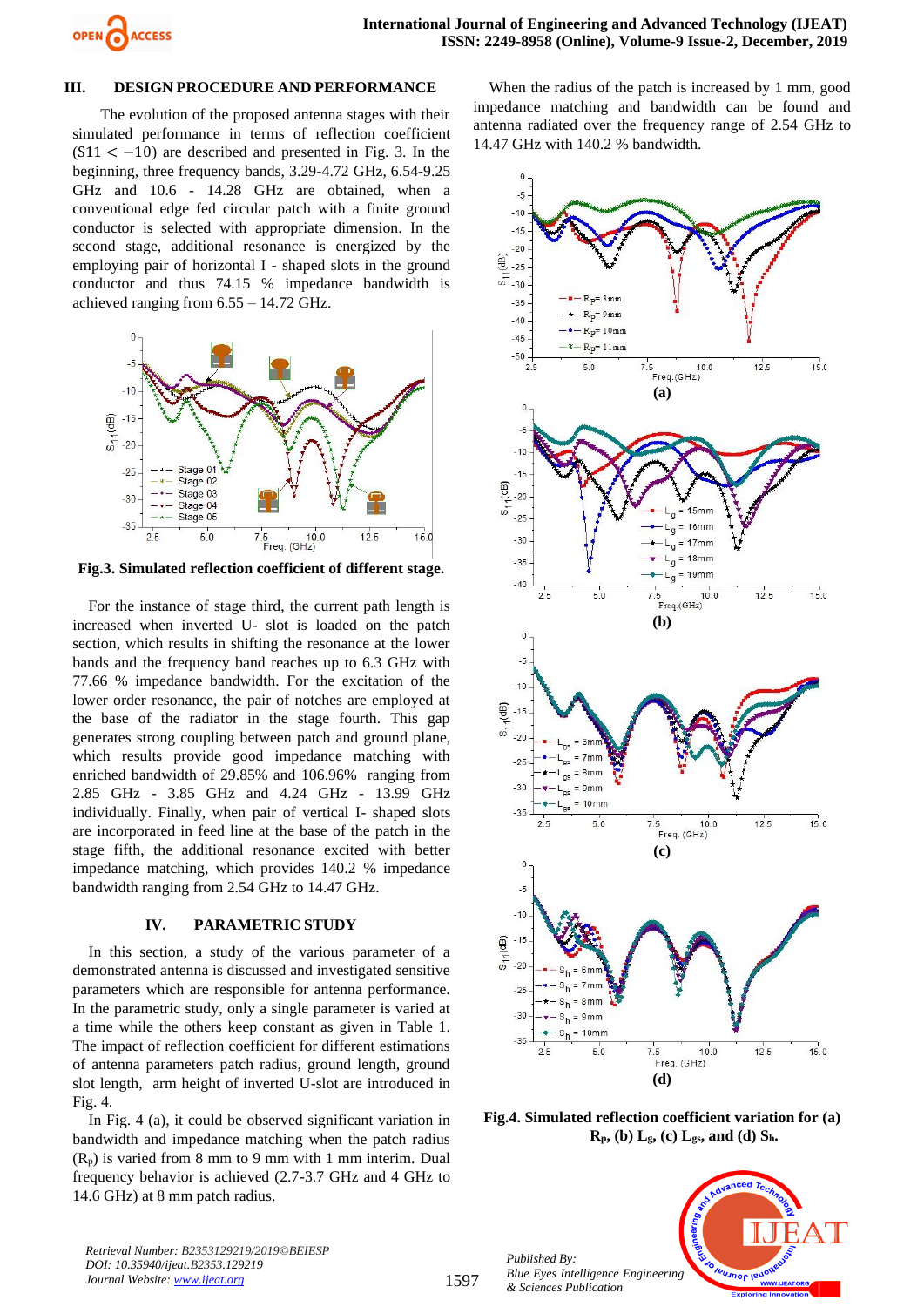## III. DESIGN PROCEDURE AND PERFORMANCE

The evolution of the proposed antenna stages with their simulated performance in terms of reflection coefficient $(S11 < -10)$ are described and presented in Fig. 3. In the beginning, three frequency bands, 3.29-4.72 GHz, 6.54-9.25 GHz and 10.6 - 14.28 GHz are obtained, when a conventional edge fed circular patch with a finite ground conductor is selected with appropriate dimension. In the second stage, additional resonance is energized by the employing pair of horizontal I - shaped slots in the ground conductor and thus 74.15 % impedance bandwidth is achieved ranging from 6.55 – 14.72 GHz.

**Fig.3. Simulated reflection coefficient of different stage.**

For the instance of stage third, the current path length is increased when inverted U- slot is loaded on the patch section, which results in shifting the resonance at the lower bands and the frequency band reaches up to 6.3 GHz with 77.66 % impedance bandwidth. For the excitation of the lower order resonance, the pair of notches are employed at the base of the radiator in the stage fourth. This gap generates strong coupling between patch and ground plane, which results provide good impedance matching with enriched bandwidth of 29.85% and 106.96% ranging from 2.85 GHz - 3.85 GHz and 4.24 GHz - 13.99 GHz individually. Finally, when pair of vertical I- shaped slots are incorporated in feed line at the base of the patch in the stage fifth, the additional resonance excited with better impedance matching, which provides 140.2 % impedance bandwidth ranging from 2.54 GHz to 14.47 GHz.

## IV. PARAMETRIC STUDY

In this section, a study of the various parameter of a demonstrated antenna is discussed and investigated sensitive parameters which are responsible for antenna performance. In the parametric study, only a single parameter is varied at a time while the others keep constant as given in Table 1. The impact of reflection coefficient for different estimations of antenna parameters patch radius, ground length, ground slot length, arm height of inverted U-slot are introduced in Fig. 4.

In Fig. 4 (a), it could be observed significant variation in bandwidth and impedance matching when the patch radius ($R_p$) is varied from 8 mm to 9 mm with 1 mm interim. Dual frequency behavior is achieved (2.7-3.7 GHz and 4 GHz to 14.6 GHz) at 8 mm patch radius.

When the radius of the patch is increased by 1 mm, good impedance matching and bandwidth can be found and antenna radiated over the frequency range of 2.54 GHz to 14.47 GHz with 140.2 % bandwidth.

**Fig.4. Simulated reflection coefficient variation for (a) $R_p$, (b) $L_g$, (c) $L_{gs}$, and (d) $S_h$.**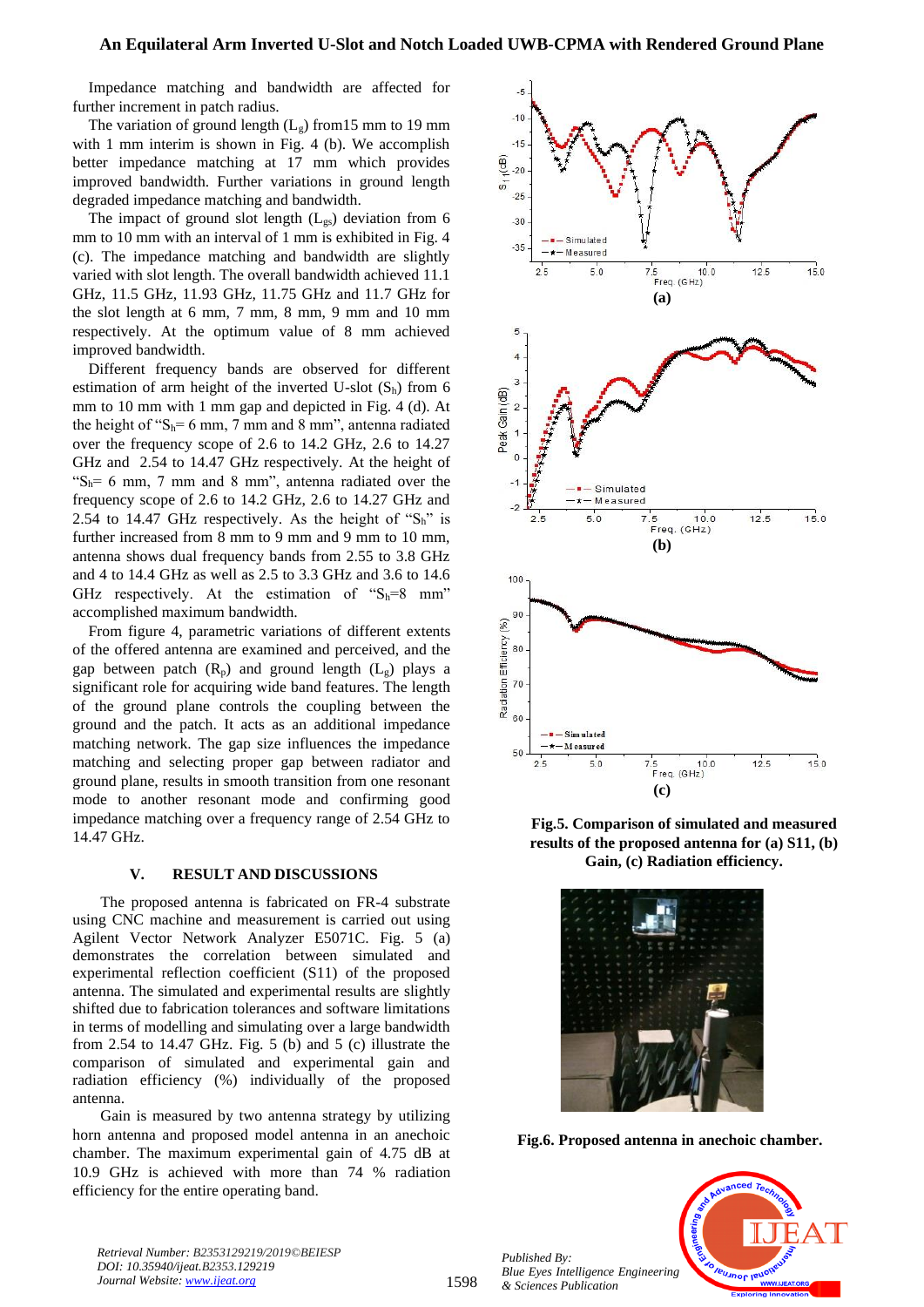Impedance matching and bandwidth are affected for further increment in patch radius.

The variation of ground length ($L_g$) from15 mm to 19 mm with 1 mm interim is shown in Fig. 4 (b). We accomplish better impedance matching at 17 mm which provides improved bandwidth. Further variations in ground length degraded impedance matching and bandwidth.

The impact of ground slot length ($L_{gs}$) deviation from 6 mm to 10 mm with an interval of 1 mm is exhibited in Fig. 4 (c). The impedance matching and bandwidth are slightly varied with slot length. The overall bandwidth achieved 11.1 GHz, 11.5 GHz, 11.93 GHz, 11.75 GHz and 11.7 GHz for the slot length at 6 mm, 7 mm, 8 mm, 9 mm and 10 mm respectively. At the optimum value of 8 mm achieved improved bandwidth.

Different frequency bands are observed for different estimation of arm height of the inverted U-slot ($S_h$) from 6 mm to 10 mm with 1 mm gap and depicted in Fig. 4 (d). At the height of "$S_h$= 6 mm, 7 mm and 8 mm", antenna radiated over the frequency scope of 2.6 to 14.2 GHz, 2.6 to 14.27 GHz and 2.54 to 14.47 GHz respectively. At the height of "$S_h$= 6 mm, 7 mm and 8 mm", antenna radiated over the frequency scope of 2.6 to 14.2 GHz, 2.6 to 14.27 GHz and 2.54 to 14.47 GHz respectively. As the height of "$S_h$" is further increased from 8 mm to 9 mm and 9 mm to 10 mm, antenna shows dual frequency bands from 2.55 to 3.8 GHz and 4 to 14.4 GHz as well as 2.5 to 3.3 GHz and 3.6 to 14.6 GHz respectively. At the estimation of "$S_h$=8 mm" accomplished maximum bandwidth.

From figure 4, parametric variations of different extents of the offered antenna are examined and perceived, and the gap between patch ($R_p$) and ground length ($L_g$) plays a significant role for acquiring wide band features. The length of the ground plane controls the coupling between the ground and the patch. It acts as an additional impedance matching network. The gap size influences the impedance matching and selecting proper gap between radiator and ground plane, results in smooth transition from one resonant mode to another resonant mode and confirming good impedance matching over a frequency range of 2.54 GHz to 14.47 GHz.

## V. RESULT AND DISCUSSIONS

The proposed antenna is fabricated on FR-4 substrate using CNC machine and measurement is carried out using Agilent Vector Network Analyzer E5071C. Fig. 5 (a) demonstrates the correlation between simulated and experimental reflection coefficient (S11) of the proposed antenna. The simulated and experimental results are slightly shifted due to fabrication tolerances and software limitations in terms of modelling and simulating over a large bandwidth from 2.54 to 14.47 GHz. Fig. 5 (b) and 5 (c) illustrate the comparison of simulated and experimental gain and radiation efficiency (%) individually of the proposed antenna.

Gain is measured by two antenna strategy by utilizing horn antenna and proposed model antenna in an anechoic chamber. The maximum experimental gain of 4.75 dB at 10.9 GHz is achieved with more than 74 % radiation efficiency for the entire operating band.

**Fig.5. Comparison of simulated and measured results of the proposed antenna for (a) S11, (b) Gain, (c) Radiation efficiency.**

**Fig.6. Proposed antenna in anechoic chamber.**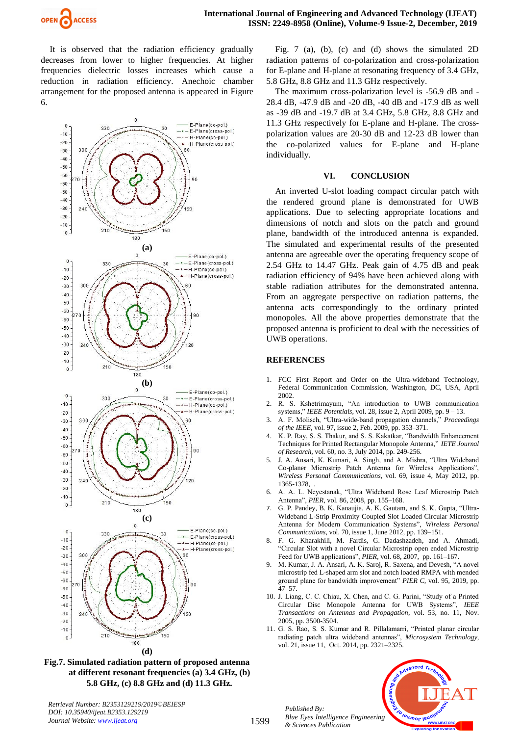It is observed that the radiation efficiency gradually decreases from lower to higher frequencies. At higher frequencies dielectric losses increases which cause a reduction in radiation efficiency. Anechoic chamber arrangement for the proposed antenna is appeared in Figure 6.

(a)

(b)

(c)

(d)

**Fig.7. Simulated radiation pattern of proposed antenna at different resonant frequencies (a) 3.4 GHz, (b) 5.8 GHz, (c) 8.8 GHz and (d) 11.3 GHz.**

Fig. 7 (a), (b), (c) and (d) shows the simulated 2D radiation patterns of co-polarization and cross-polarization for E-plane and H-plane at resonating frequency of 3.4 GHz, 5.8 GHz, 8.8 GHz and 11.3 GHz respectively.

The maximum cross-polarization level is -56.9 dB and -28.4 dB, -47.9 dB and -20 dB, -40 dB and -17.9 dB as well as -39 dB and -19.7 dB at 3.4 GHz, 5.8 GHz, 8.8 GHz and 11.3 GHz respectively for E-plane and H-plane. The cross-polarization values are 20-30 dB and 12-23 dB lower than the co-polarized values for E-plane and H-plane individually.

## VI. CONCLUSION

An inverted U-slot loading compact circular patch with the rendered ground plane is demonstrated for UWB applications. Due to selecting appropriate locations and dimensions of notch and slots on the patch and ground plane, bandwidth of the introduced antenna is expanded. The simulated and experimental results of the presented antenna are agreeable over the operating frequency scope of 2.54 GHz to 14.47 GHz. Peak gain of 4.75 dB and peak radiation efficiency of 94% have been achieved along with stable radiation attributes for the demonstrated antenna. From an aggregate perspective on radiation patterns, the antenna acts correspondingly to the ordinary printed monopoles. All the above properties demonstrate that the proposed antenna is proficient to deal with the necessities of UWB operations.

## REFERENCES

1. FCC First Report and Order on the Ultra-wideband Technology, Federal Communication Commission, Washington, DC, USA, April 2002.
2. R. S. Kshetrimayum, "An introduction to UWB communication systems," *IEEE Potentials*, vol. 28, issue 2, April 2009, pp. 9 – 13.
3. A. F. Molisch, "Ultra-wide-band propagation channels," *Proceedings of the IEEE*, vol. 97, issue 2, Feb. 2009, pp. 353–371.
4. K. P. Ray, S. S. Thakur, and S. S. Kakatkar, "Bandwidth Enhancement Techniques for Printed Rectangular Monopole Antenna," *IETE Journal of Research*, vol. 60, no. 3, July 2014, pp. 249-256.
5. J. A. Ansari, K. Kumari, A. Singh, and A. Mishra, "Ultra Wideband Co-planer Microstrip Patch Antenna for Wireless Applications", *Wireless Personal Communications*, vol. 69, issue 4, May 2012, pp. 1365-1378, .
6. A. A. L. Neyestanak, "Ultra Wideband Rose Leaf Microstrip Patch Antenna", *PIER*, vol. 86, 2008, pp. 155–168.
7. G. P. Pandey, B. K. Kanaujia, A. K. Gautam, and S. K. Gupta, "Ultra-Wideband L-Strip Proximity Coupled Slot Loaded Circular Microstrip Antenna for Modern Communication Systems", *Wireless Personal Communications*, vol. 70, issue 1, June 2012, pp. 139–151.
8. F. G. Kharakhili, M. Fardis, G. Dadashzadeh, and A. Ahmadi, "Circular Slot with a novel Circular Microstrip open ended Microstrip Feed for UWB applications", *PIER*, vol. 68, 2007, pp. 161–167.
9. M. Kumar, J. A. Ansari, A. K. Saroj, R. Saxena, and Devesh, "A novel microstrip fed L-shaped arm slot and notch loaded RMPA with mended ground plane for bandwidth improvement" *PIER C*, vol. 95, 2019, pp. 47–57.
10. J. Liang, C. C. Chiau, X. Chen, and C. G. Parini, "Study of a Printed Circular Disc Monopole Antenna for UWB Systems", *IEEE Transactions on Antennas and Propagation*, vol. 53, no. 11, Nov. 2005, pp. 3500-3504.
11. G. S. Rao, S. S. Kumar and R. Pillalamarri, "Printed planar circular radiating patch ultra wideband antennas", *Microsystem Technology*, vol. 21, issue 11, Oct. 2014, pp. 2321–2325.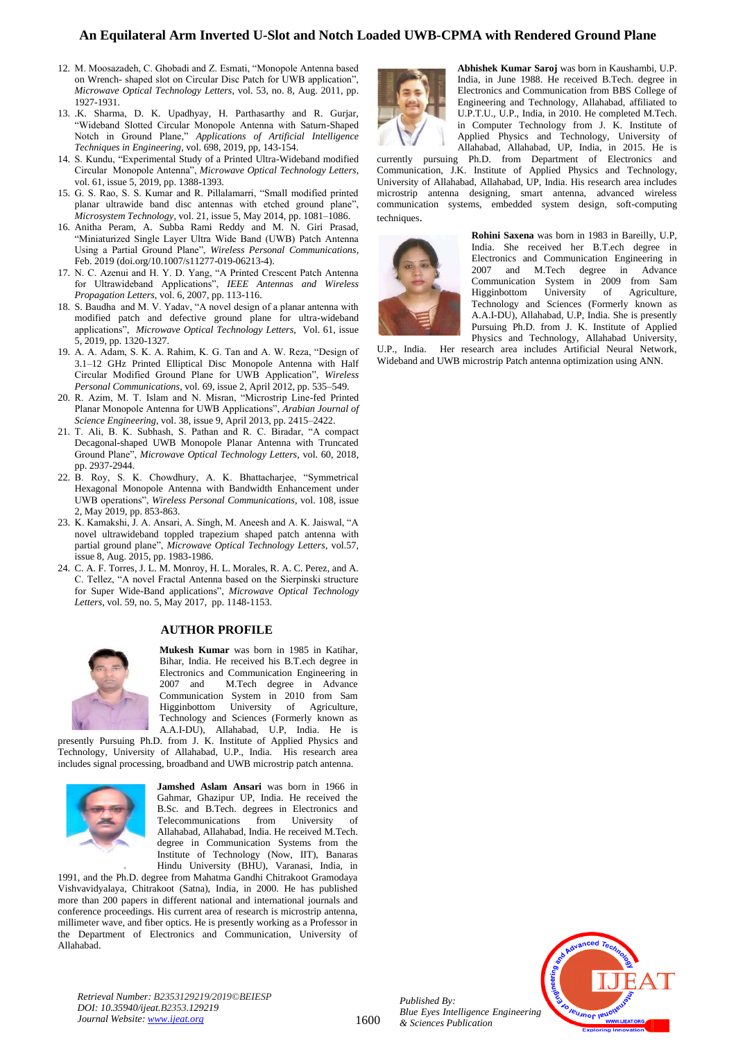12. M. Moosazadeh, C. Ghobadi and Z. Esmati, "Monopole Antenna based on Wrench- shaped slot on Circular Disc Patch for UWB application", *Microwave Optical Technology Letters*, vol. 53, no. 8, Aug. 2011, pp. 1927-1931.
13. .K. Sharma, D. K. Upadhyay, H. Parthasarthy and R. Gurjar, "Wideband Slotted Circular Monopole Antenna with Saturn-Shaped Notch in Ground Plane", *Applications of Artificial Intelligence Techniques in Engineering*, vol. 698, 2019, pp, 143-154.
14. S. Kundu, "Experimental Study of a Printed Ultra-Wideband modified Circular Monopole Antenna", *Microwave Optical Technology Letters*, vol. 61, issue 5, 2019, pp. 1388-1393.
15. G. S. Rao, S. S. Kumar and R. Pillalamarri, "Small modified printed planar ultrawide band disc antennas with etched ground plane", *Microsystem Technology*, vol. 21, issue 5, May 2014, pp. 1081–1086.
16. Anitha Peram, A. Subba Rami Reddy and M. N. Giri Prasad, "Miniaturized Single Layer Ultra Wide Band (UWB) Patch Antenna Using a Partial Ground Plane", *Wireless Personal Communications*, Feb. 2019 (doi.org/10.1007/s11277-019-06213-4).
17. N. C. Azenui and H. Y. D. Yang, "A Printed Crescent Patch Antenna for Ultrawideband Applications", *IEEE Antennas and Wireless Propagation Letters*, vol. 6, 2007, pp. 113-116.
18. S. Baudha and M. V. Yadav, "A novel design of a planar antenna with modified patch and defective ground plane for ultra-wideband applications", *Microwave Optical Technology Letters*, Vol. 61, issue 5, 2019, pp. 1320-1327.
19. A. A. Adam, S. K. A. Rahim, K. G. Tan and A. W. Reza, "Design of 3.1–12 GHz Printed Elliptical Disc Monopole Antenna with Half Circular Modified Ground Plane for UWB Application", *Wireless Personal Communications*, vol. 69, issue 2, April 2012, pp. 535–549.
20. R. Azim, M. T. Islam and N. Misran, "Microstrip Line-fed Printed Planar Monopole Antenna for UWB Applications", *Arabian Journal of Science Engineering*, vol. 38, issue 9, April 2013, pp. 2415–2422.
21. T. Ali, B. K. Subhash, S. Pathan and R. C. Biradar, "A compact Decagonal-shaped UWB Monopole Planar Antenna with Truncated Ground Plane", *Microwave Optical Technology Letters*, vol. 60, 2018, pp. 2937-2944.
22. B. Roy, S. K. Chowdhury, A. K. Bhattacharjee, "Symmetrical Hexagonal Monopole Antenna with Bandwidth Enhancement under UWB operations", *Wireless Personal Communications*, vol. 108, issue 2, May 2019, pp. 853-863.
23. K. Kamakshi, J. A. Ansari, A. Singh, M. Aneesh and A. K. Jaiswal, "A novel ultrawideband toppled trapezium shaped patch antenna with partial ground plane", *Microwave Optical Technology Letters*, vol.57, issue 8, Aug. 2015, pp. 1983-1986.
24. C. A. F. Torres, J. L. M. Monroy, H. L. Morales, R. A. C. Perez, and A. C. Tellez, "A novel Fractal Antenna based on the Sierpinski structure for Super Wide-Band applications", *Microwave Optical Technology Letters*, vol. 59, no. 5, May 2017, pp. 1148-1153.

## AUTHOR PROFILE

**Mukesh Kumar** was born in 1985 in Katihar, Bihar, India. He received his B.Tech degree in Electronics and Communication Engineering in 2007 and M.Tech degree in Advance Communication System in 2010 from Sam Higginbottom University of Agriculture, Technology and Sciences (Formerly known as A.A.I-DU), Allahabad, U.P, India. He is presently Pursuing Ph.D. from J. K. Institute of Applied Physics and Technology, University of Allahabad, U.P., India. His research area includes signal processing, broadband and UWB microstrip patch antenna.

**Jamshed Aslam Ansari** was born in 1966 in Gahmar, Ghazipur UP, India. He received the B.Sc. and B.Tech. degrees in Electronics and Telecommunications from University of Allahabad, Allahabad, India. He received M.Tech. degree in Communication Systems from the Institute of Technology (Now, IIT), Banaras Hindu University (BHU), Varanasi, India, in 1991, and the Ph.D. degree from Mahatma Gandhi Chitrakoot Gramodaya Vishvavidyalaya, Chitrakoot (Satna), India, in 2000. He has published more than 200 papers in different national and international journals and conference proceedings. His current area of research is microstrip antenna, millimeter wave, and fiber optics. He is presently working as a Professor in the Department of Electronics and Communication, University of Allahabad.

**Abhishek Kumar Saroj** was born in Kaushambi, U.P. India, in June 1988. He received B.Tech. degree in Electronics and Communication from BBS College of Engineering and Technology, Allahabad, affiliated to U.P.T.U., U.P., India, in 2010. He completed M.Tech. in Computer Technology from J. K. Institute of Applied Physics and Technology, University of Allahabad, Allahabad, UP, India, in 2015. He is currently pursuing Ph.D. from Department of Electronics and Communication, J.K. Institute of Applied Physics and Technology, University of Allahabad, Allahabad, UP, India. His research area includes microstrip antenna designing, smart antenna, advanced wireless communication systems, embedded system design, soft-computing techniques.

**Rohini Saxena** was born in 1983 in Bareilly, U.P, India. She received her B.Tech degree in Electronics and Communication Engineering in 2007 and M.Tech degree in Advance Communication System in 2009 from Sam Higginbottom University of Agriculture, Technology and Sciences (Formerly known as A.A.I-DU), Allahabad, U.P, India. She is presently Pursuing Ph.D. from J. K. Institute of Applied Physics and Technology, Allahabad University, U.P., India. Her research area includes Artificial Neural Network, Wideband and UWB microstrip Patch antenna optimization using ANN.